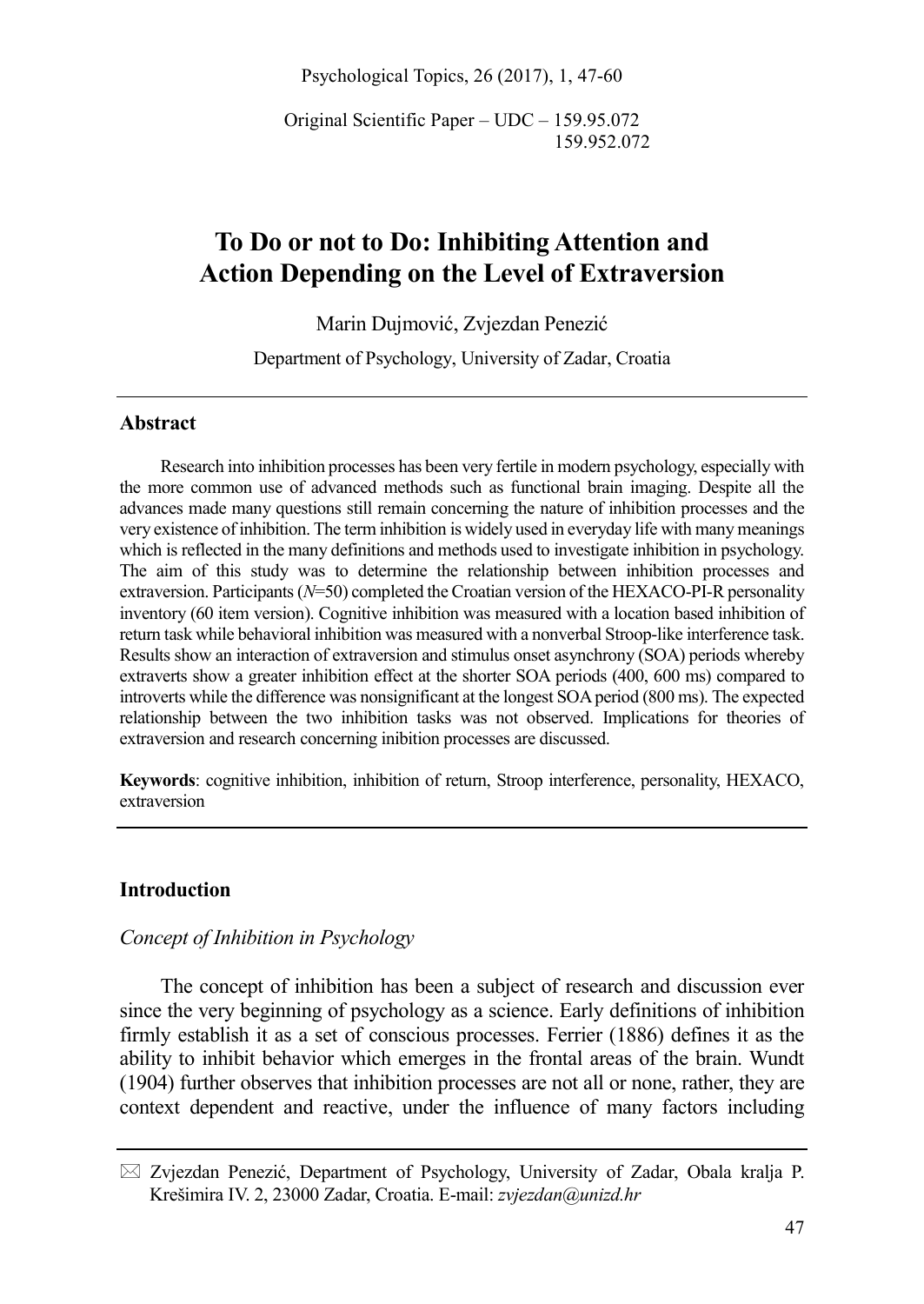Original Scientific Paper – UDC – 159.95.072
159.952.072

# To Do or not to Do: Inhibiting Attention and Action Depending on the Level of Extraversion

Marin Dujmović, Zvjezdan Penezić

Department of Psychology, University of Zadar, Croatia

## Abstract

Research into inhibition processes has been very fertile in modern psychology, especially with the more common use of advanced methods such as functional brain imaging. Despite all the advances made many questions still remain concerning the nature of inhibition processes and the very existence of inhibition. The term inhibition is widely used in everyday life with many meanings which is reflected in the many definitions and methods used to investigate inhibition in psychology. The aim of this study was to determine the relationship between inhibition processes and extraversion. Participants (*N*=50) completed the Croatian version of the HEXACO-PI-R personality inventory (60 item version). Cognitive inhibition was measured with a location based inhibition of return task while behavioral inhibition was measured with a nonverbal Stroop-like interference task. Results show an interaction of extraversion and stimulus onset asynchrony (SOA) periods whereby extraverts show a greater inhibition effect at the shorter SOA periods (400, 600 ms) compared to introverts while the difference was nonsignificant at the longest SOA period (800 ms). The expected relationship between the two inhibition tasks was not observed. Implications for theories of extraversion and research concerning inibition processes are discussed.

**Keywords**: cognitive inhibition, inhibition of return, Stroop interference, personality, HEXACO, extraversion

## Introduction

### *Concept of Inhibition in Psychology*

The concept of inhibition has been a subject of research and discussion ever since the very beginning of psychology as a science. Early definitions of inhibition firmly establish it as a set of conscious processes. Ferrier (1886) defines it as the ability to inhibit behavior which emerges in the frontal areas of the brain. Wundt (1904) further observes that inhibition processes are not all or none, rather, they are context dependent and reactive, under the influence of many factors including

✉ Zvjezdan Penezić, Department of Psychology, University of Zadar, Obala kralja P. Krešimira IV. 2, 23000 Zadar, Croatia. E-mail: *zvjezdan@unizd.hr*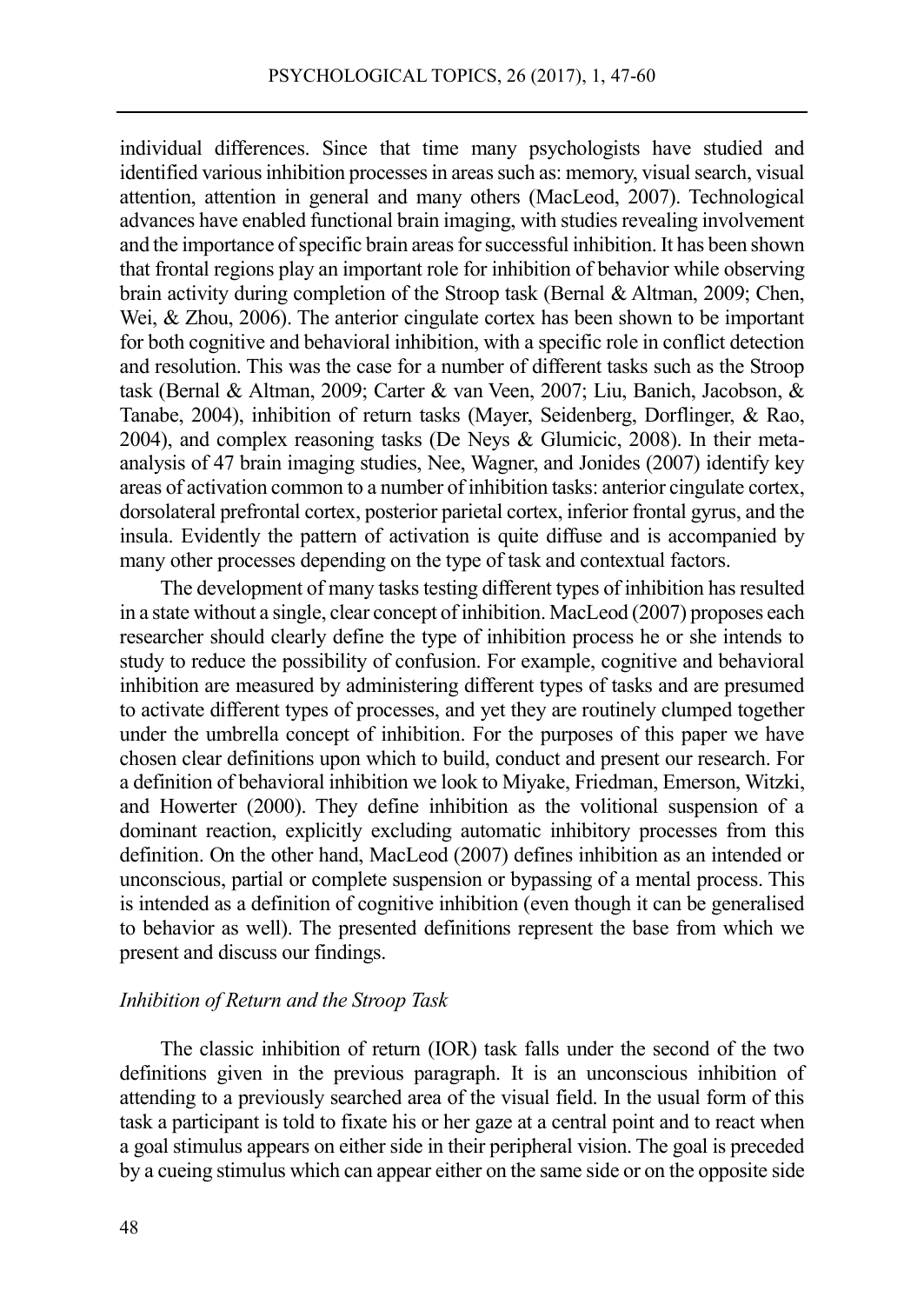individual differences. Since that time many psychologists have studied and identified various inhibition processes in areas such as: memory, visual search, visual attention, attention in general and many others (MacLeod, 2007). Technological advances have enabled functional brain imaging, with studies revealing involvement and the importance of specific brain areas for successful inhibition. It has been shown that frontal regions play an important role for inhibition of behavior while observing brain activity during completion of the Stroop task (Bernal & Altman, 2009; Chen, Wei, & Zhou, 2006). The anterior cingulate cortex has been shown to be important for both cognitive and behavioral inhibition, with a specific role in conflict detection and resolution. This was the case for a number of different tasks such as the Stroop task (Bernal & Altman, 2009; Carter & van Veen, 2007; Liu, Banich, Jacobson, & Tanabe, 2004), inhibition of return tasks (Mayer, Seidenberg, Dorflinger, & Rao, 2004), and complex reasoning tasks (De Neys & Glumicic, 2008). In their meta-analysis of 47 brain imaging studies, Nee, Wagner, and Jonides (2007) identify key areas of activation common to a number of inhibition tasks: anterior cingulate cortex, dorsolateral prefrontal cortex, posterior parietal cortex, inferior frontal gyrus, and the insula. Evidently the pattern of activation is quite diffuse and is accompanied by many other processes depending on the type of task and contextual factors.

The development of many tasks testing different types of inhibition has resulted in a state without a single, clear concept of inhibition. MacLeod (2007) proposes each researcher should clearly define the type of inhibition process he or she intends to study to reduce the possibility of confusion. For example, cognitive and behavioral inhibition are measured by administering different types of tasks and are presumed to activate different types of processes, and yet they are routinely clumped together under the umbrella concept of inhibition. For the purposes of this paper we have chosen clear definitions upon which to build, conduct and present our research. For a definition of behavioral inhibition we look to Miyake, Friedman, Emerson, Witzki, and Howerter (2000). They define inhibition as the volitional suspension of a dominant reaction, explicitly excluding automatic inhibitory processes from this definition. On the other hand, MacLeod (2007) defines inhibition as an intended or unconscious, partial or complete suspension or bypassing of a mental process. This is intended as a definition of cognitive inhibition (even though it can be generalised to behavior as well). The presented definitions represent the base from which we present and discuss our findings.

### *Inhibition of Return and the Stroop Task*

The classic inhibition of return (IOR) task falls under the second of the two definitions given in the previous paragraph. It is an unconscious inhibition of attending to a previously searched area of the visual field. In the usual form of this task a participant is told to fixate his or her gaze at a central point and to react when a goal stimulus appears on either side in their peripheral vision. The goal is preceded by a cueing stimulus which can appear either on the same side or on the opposite side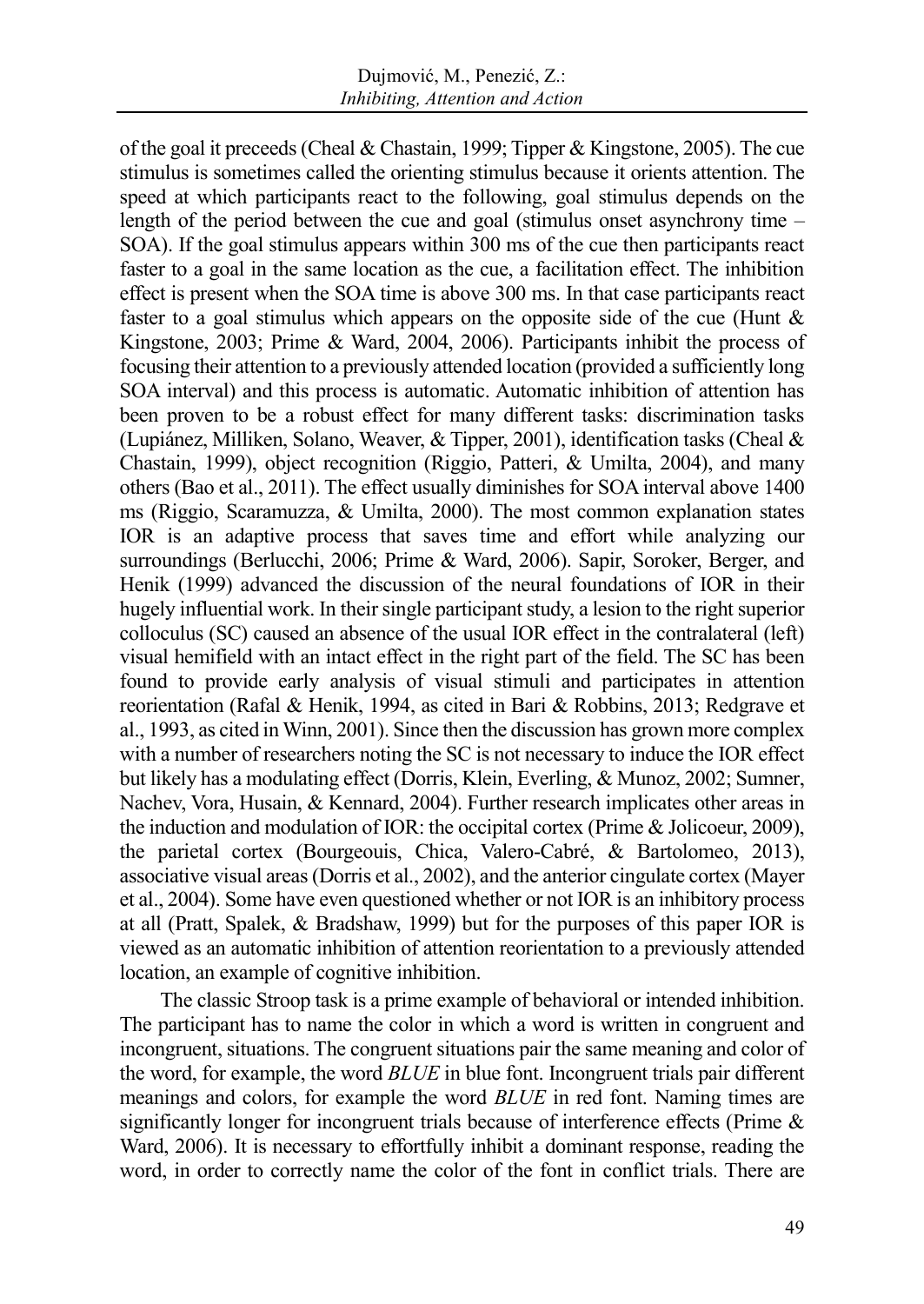of the goal it preceeds (Cheal & Chastain, 1999; Tipper & Kingstone, 2005). The cue stimulus is sometimes called the orienting stimulus because it orients attention. The speed at which participants react to the following, goal stimulus depends on the length of the period between the cue and goal (stimulus onset asynchrony time – SOA). If the goal stimulus appears within 300 ms of the cue then participants react faster to a goal in the same location as the cue, a facilitation effect. The inhibition effect is present when the SOA time is above 300 ms. In that case participants react faster to a goal stimulus which appears on the opposite side of the cue (Hunt & Kingstone, 2003; Prime & Ward, 2004, 2006). Participants inhibit the process of focusing their attention to a previously attended location (provided a sufficiently long SOA interval) and this process is automatic. Automatic inhibition of attention has been proven to be a robust effect for many different tasks: discrimination tasks (Lupiánez, Milliken, Solano, Weaver, & Tipper, 2001), identification tasks (Cheal & Chastain, 1999), object recognition (Riggio, Patteri, & Umilta, 2004), and many others (Bao et al., 2011). The effect usually diminishes for SOA interval above 1400 ms (Riggio, Scaramuzza, & Umilta, 2000). The most common explanation states IOR is an adaptive process that saves time and effort while analyzing our surroundings (Berlucchi, 2006; Prime & Ward, 2006). Sapir, Soroker, Berger, and Henik (1999) advanced the discussion of the neural foundations of IOR in their hugely influential work. In their single participant study, a lesion to the right superior colloculus (SC) caused an absence of the usual IOR effect in the contralateral (left) visual hemifield with an intact effect in the right part of the field. The SC has been found to provide early analysis of visual stimuli and participates in attention reorientation (Rafal & Henik, 1994, as cited in Bari & Robbins, 2013; Redgrave et al., 1993, as cited in Winn, 2001). Since then the discussion has grown more complex with a number of researchers noting the SC is not necessary to induce the IOR effect but likely has a modulating effect (Dorris, Klein, Everling, & Munoz, 2002; Sumner, Nachev, Vora, Husain, & Kennard, 2004). Further research implicates other areas in the induction and modulation of IOR: the occipital cortex (Prime & Jolicoeur, 2009), the parietal cortex (Bourgeouis, Chica, Valero-Cabré, & Bartolomeo, 2013), associative visual areas (Dorris et al., 2002), and the anterior cingulate cortex (Mayer et al., 2004). Some have even questioned whether or not IOR is an inhibitory process at all (Pratt, Spalek, & Bradshaw, 1999) but for the purposes of this paper IOR is viewed as an automatic inhibition of attention reorientation to a previously attended location, an example of cognitive inhibition.

The classic Stroop task is a prime example of behavioral or intended inhibition. The participant has to name the color in which a word is written in congruent and incongruent, situations. The congruent situations pair the same meaning and color of the word, for example, the word *BLUE* in blue font. Incongruent trials pair different meanings and colors, for example the word *BLUE* in red font. Naming times are significantly longer for incongruent trials because of interference effects (Prime & Ward, 2006). It is necessary to effortfully inhibit a dominant response, reading the word, in order to correctly name the color of the font in conflict trials. There are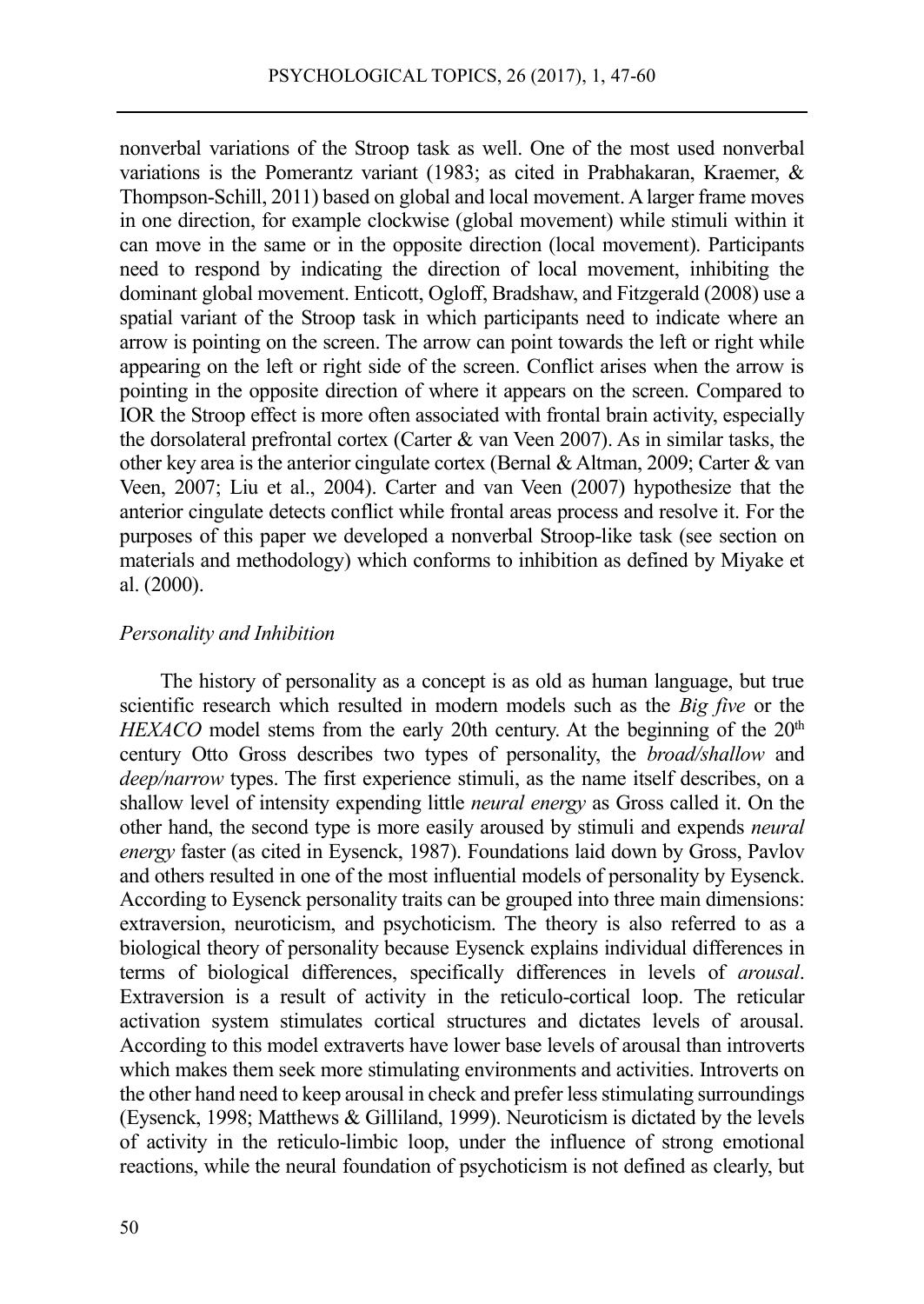nonverbal variations of the Stroop task as well. One of the most used nonverbal variations is the Pomerantz variant (1983; as cited in Prabhakaran, Kraemer, & Thompson-Schill, 2011) based on global and local movement. A larger frame moves in one direction, for example clockwise (global movement) while stimuli within it can move in the same or in the opposite direction (local movement). Participants need to respond by indicating the direction of local movement, inhibiting the dominant global movement. Enticott, Ogloff, Bradshaw, and Fitzgerald (2008) use a spatial variant of the Stroop task in which participants need to indicate where an arrow is pointing on the screen. The arrow can point towards the left or right while appearing on the left or right side of the screen. Conflict arises when the arrow is pointing in the opposite direction of where it appears on the screen. Compared to IOR the Stroop effect is more often associated with frontal brain activity, especially the dorsolateral prefrontal cortex (Carter & van Veen 2007). As in similar tasks, the other key area is the anterior cingulate cortex (Bernal & Altman, 2009; Carter & van Veen, 2007; Liu et al., 2004). Carter and van Veen (2007) hypothesize that the anterior cingulate detects conflict while frontal areas process and resolve it. For the purposes of this paper we developed a nonverbal Stroop-like task (see section on materials and methodology) which conforms to inhibition as defined by Miyake et al. (2000).

### *Personality and Inhibition*

The history of personality as a concept is as old as human language, but true scientific research which resulted in modern models such as the *Big five* or the *HEXACO* model stems from the early 20th century. At the beginning of the 20th century Otto Gross describes two types of personality, the *broad/shallow* and *deep/narrow* types. The first experience stimuli, as the name itself describes, on a shallow level of intensity expending little *neural energy* as Gross called it. On the other hand, the second type is more easily aroused by stimuli and expends *neural energy* faster (as cited in Eysenck, 1987). Foundations laid down by Gross, Pavlov and others resulted in one of the most influential models of personality by Eysenck. According to Eysenck personality traits can be grouped into three main dimensions: extraversion, neuroticism, and psychoticism. The theory is also referred to as a biological theory of personality because Eysenck explains individual differences in terms of biological differences, specifically differences in levels of *arousal*. Extraversion is a result of activity in the reticulo-cortical loop. The reticular activation system stimulates cortical structures and dictates levels of arousal. According to this model extraverts have lower base levels of arousal than introverts which makes them seek more stimulating environments and activities. Introverts on the other hand need to keep arousal in check and prefer less stimulating surroundings (Eysenck, 1998; Matthews & Gilliland, 1999). Neuroticism is dictated by the levels of activity in the reticulo-limbic loop, under the influence of strong emotional reactions, while the neural foundation of psychoticism is not defined as clearly, but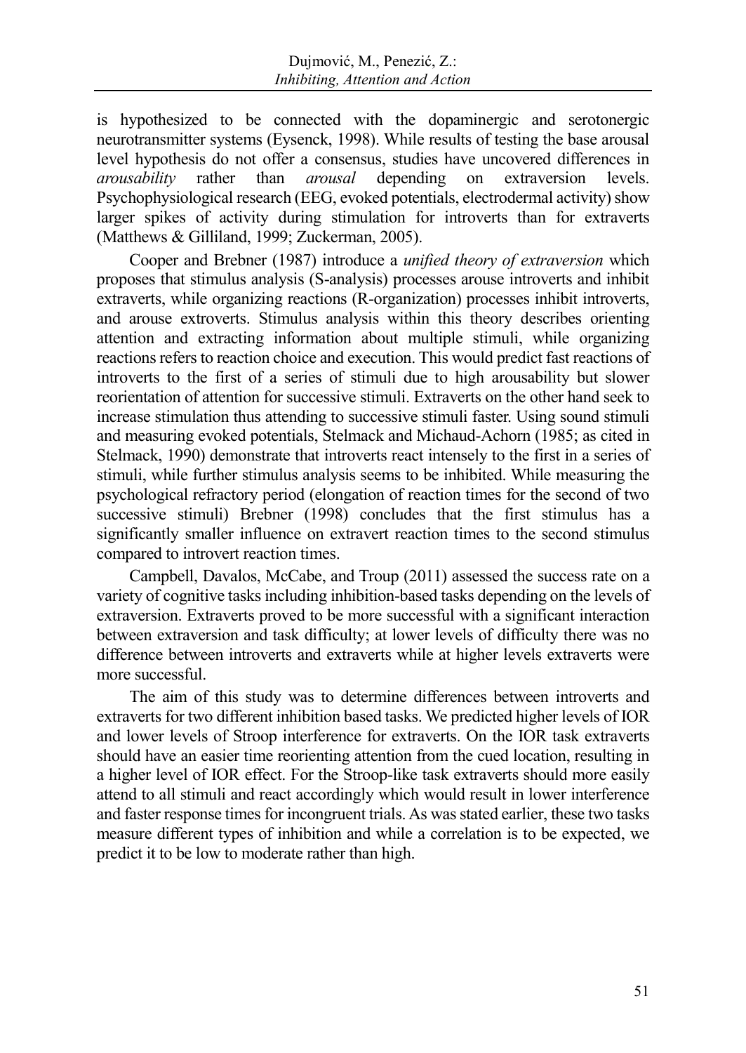is hypothesized to be connected with the dopaminergic and serotonergic neurotransmitter systems (Eysenck, 1998). While results of testing the base arousal level hypothesis do not offer a consensus, studies have uncovered differences in *arousability* rather than *arousal* depending on extraversion levels. Psychophysiological research (EEG, evoked potentials, electrodermal activity) show larger spikes of activity during stimulation for introverts than for extraverts (Matthews & Gilliland, 1999; Zuckerman, 2005).

Cooper and Brebner (1987) introduce a *unified theory of extraversion* which proposes that stimulus analysis (S-analysis) processes arouse introverts and inhibit extraverts, while organizing reactions (R-organization) processes inhibit introverts, and arouse extroverts. Stimulus analysis within this theory describes orienting attention and extracting information about multiple stimuli, while organizing reactions refers to reaction choice and execution. This would predict fast reactions of introverts to the first of a series of stimuli due to high arousability but slower reorientation of attention for successive stimuli. Extraverts on the other hand seek to increase stimulation thus attending to successive stimuli faster. Using sound stimuli and measuring evoked potentials, Stelmack and Michaud-Achorn (1985; as cited in Stelmack, 1990) demonstrate that introverts react intensely to the first in a series of stimuli, while further stimulus analysis seems to be inhibited. While measuring the psychological refractory period (elongation of reaction times for the second of two successive stimuli) Brebner (1998) concludes that the first stimulus has a significantly smaller influence on extravert reaction times to the second stimulus compared to introvert reaction times.

Campbell, Davalos, McCabe, and Troup (2011) assessed the success rate on a variety of cognitive tasks including inhibition-based tasks depending on the levels of extraversion. Extraverts proved to be more successful with a significant interaction between extraversion and task difficulty; at lower levels of difficulty there was no difference between introverts and extraverts while at higher levels extraverts were more successful.

The aim of this study was to determine differences between introverts and extraverts for two different inhibition based tasks. We predicted higher levels of IOR and lower levels of Stroop interference for extraverts. On the IOR task extraverts should have an easier time reorienting attention from the cued location, resulting in a higher level of IOR effect. For the Stroop-like task extraverts should more easily attend to all stimuli and react accordingly which would result in lower interference and faster response times for incongruent trials. As was stated earlier, these two tasks measure different types of inhibition and while a correlation is to be expected, we predict it to be low to moderate rather than high.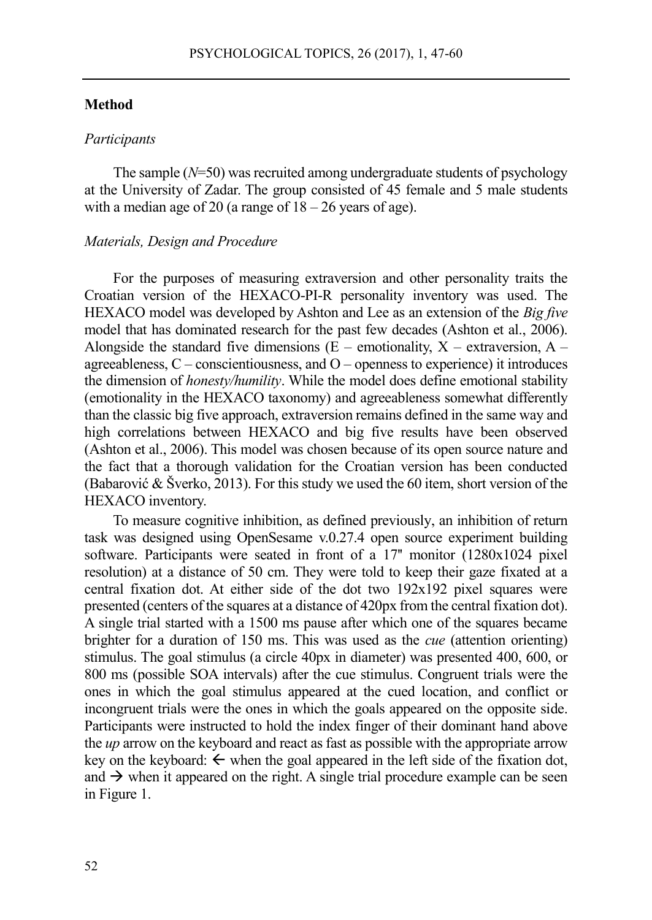## Method

### *Participants*

The sample (*N*=50) was recruited among undergraduate students of psychology at the University of Zadar. The group consisted of 45 female and 5 male students with a median age of 20 (a range of 18 – 26 years of age).

### *Materials, Design and Procedure*

For the purposes of measuring extraversion and other personality traits the Croatian version of the HEXACO-PI-R personality inventory was used. The HEXACO model was developed by Ashton and Lee as an extension of the *Big five* model that has dominated research for the past few decades (Ashton et al., 2006). Alongside the standard five dimensions (E – emotionality, X – extraversion, A – agreeableness, C – conscientiousness, and O – openness to experience) it introduces the dimension of *honesty/humility*. While the model does define emotional stability (emotionality in the HEXACO taxonomy) and agreeableness somewhat differently than the classic big five approach, extraversion remains defined in the same way and high correlations between HEXACO and big five results have been observed (Ashton et al., 2006). This model was chosen because of its open source nature and the fact that a thorough validation for the Croatian version has been conducted (Babarović & Šverko, 2013). For this study we used the 60 item, short version of the HEXACO inventory.

To measure cognitive inhibition, as defined previously, an inhibition of return task was designed using OpenSesame v.0.27.4 open source experiment building software. Participants were seated in front of a 17" monitor (1280x1024 pixel resolution) at a distance of 50 cm. They were told to keep their gaze fixated at a central fixation dot. At either side of the dot two 192x192 pixel squares were presented (centers of the squares at a distance of 420px from the central fixation dot). A single trial started with a 1500 ms pause after which one of the squares became brighter for a duration of 150 ms. This was used as the *cue* (attention orienting) stimulus. The goal stimulus (a circle 40px in diameter) was presented 400, 600, or 800 ms (possible SOA intervals) after the cue stimulus. Congruent trials were the ones in which the goal stimulus appeared at the cued location, and conflict or incongruent trials were the ones in which the goals appeared on the opposite side. Participants were instructed to hold the index finger of their dominant hand above the *up* arrow on the keyboard and react as fast as possible with the appropriate arrow key on the keyboard: ← when the goal appeared in the left side of the fixation dot, and → when it appeared on the right. A single trial procedure example can be seen in Figure 1.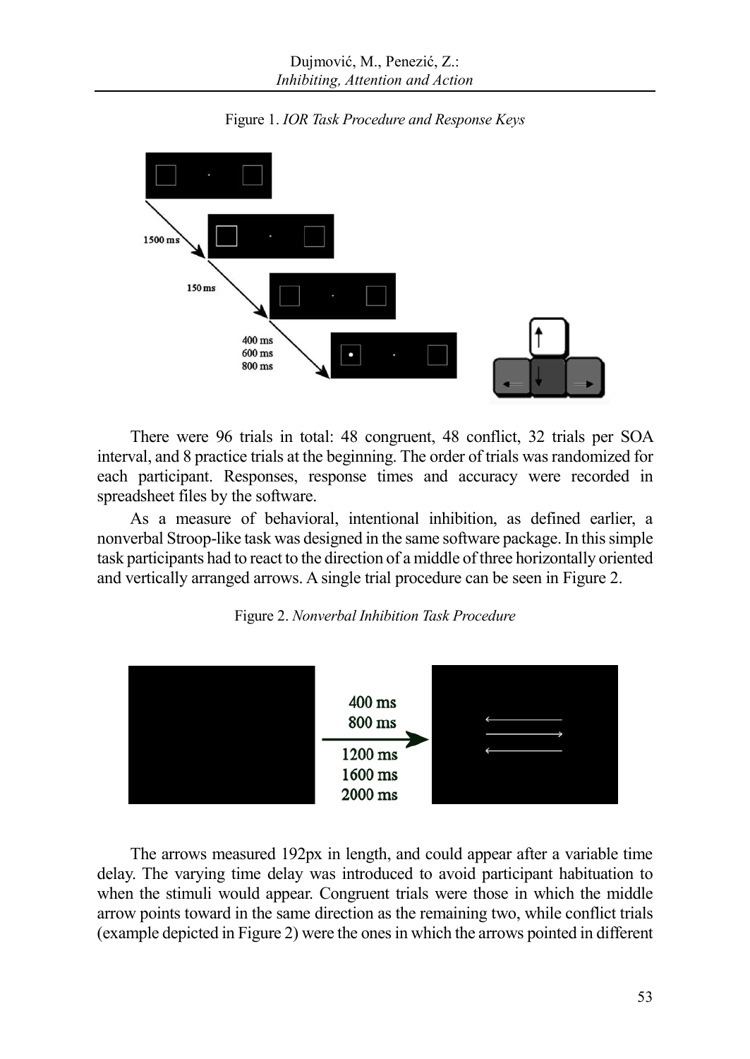Figure 1. *IOR Task Procedure and Response Keys*

There were 96 trials in total: 48 congruent, 48 conflict, 32 trials per SOA interval, and 8 practice trials at the beginning. The order of trials was randomized for each participant. Responses, response times and accuracy were recorded in spreadsheet files by the software.

As a measure of behavioral, intentional inhibition, as defined earlier, a nonverbal Stroop-like task was designed in the same software package. In this simple task participants had to react to the direction of a middle of three horizontally oriented and vertically arranged arrows. A single trial procedure can be seen in Figure 2.

Figure 2. *Nonverbal Inhibition Task Procedure*

The arrows measured 192px in length, and could appear after a variable time delay. The varying time delay was introduced to avoid participant habituation to when the stimuli would appear. Congruent trials were those in which the middle arrow points toward in the same direction as the remaining two, while conflict trials (example depicted in Figure 2) were the ones in which the arrows pointed in different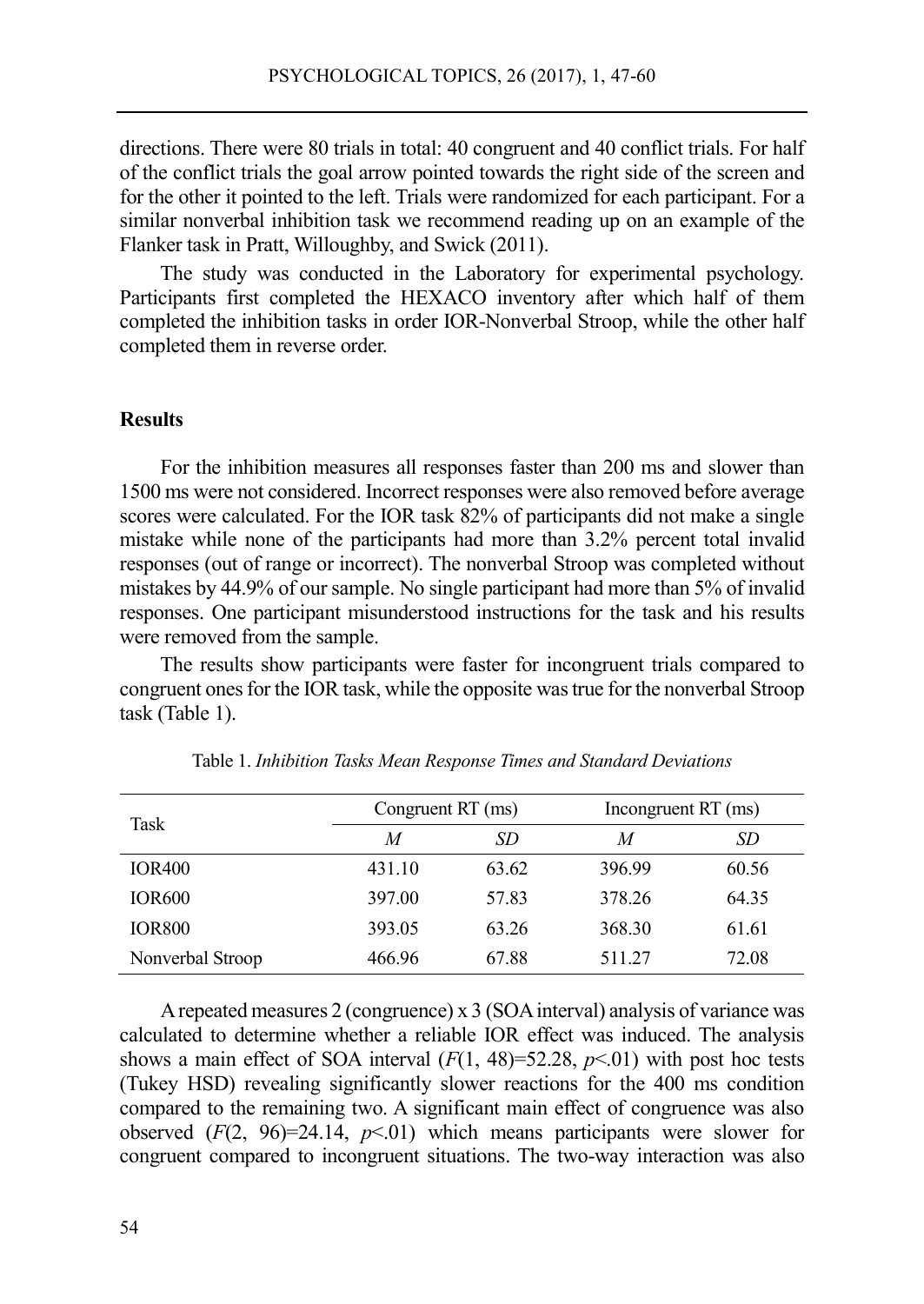directions. There were 80 trials in total: 40 congruent and 40 conflict trials. For half of the conflict trials the goal arrow pointed towards the right side of the screen and for the other it pointed to the left. Trials were randomized for each participant. For a similar nonverbal inhibition task we recommend reading up on an example of the Flanker task in Pratt, Willoughby, and Swick (2011).

The study was conducted in the Laboratory for experimental psychology. Participants first completed the HEXACO inventory after which half of them completed the inhibition tasks in order IOR-Nonverbal Stroop, while the other half completed them in reverse order.

## Results

For the inhibition measures all responses faster than 200 ms and slower than 1500 ms were not considered. Incorrect responses were also removed before average scores were calculated. For the IOR task 82% of participants did not make a single mistake while none of the participants had more than 3.2% percent total invalid responses (out of range or incorrect). The nonverbal Stroop was completed without mistakes by 44.9% of our sample. No single participant had more than 5% of invalid responses. One participant misunderstood instructions for the task and his results were removed from the sample.

The results show participants were faster for incongruent trials compared to congruent ones for the IOR task, while the opposite was true for the nonverbal Stroop task (Table 1).

Table 1. *Inhibition Tasks Mean Response Times and Standard Deviations*

| Task | Congruent RT (ms) | | Incongruent RT (ms) | |
|---|---|---|---|---|
| | *M* | *SD* | *M* | *SD* |
| IOR400 | 431.10 | 63.62 | 396.99 | 60.56 |
| IOR600 | 397.00 | 57.83 | 378.26 | 64.35 |
| IOR800 | 393.05 | 63.26 | 368.30 | 61.61 |
| Nonverbal Stroop | 466.96 | 67.88 | 511.27 | 72.08 |

A repeated measures 2 (congruence) x 3 (SOA interval) analysis of variance was calculated to determine whether a reliable IOR effect was induced. The analysis shows a main effect of SOA interval ($F(1, 48)=52.28$, $p<.01$) with post hoc tests (Tukey HSD) revealing significantly slower reactions for the 400 ms condition compared to the remaining two. A significant main effect of congruence was also observed ($F(2, 96)=24.14$, $p<.01$) which means participants were slower for congruent compared to incongruent situations. The two-way interaction was also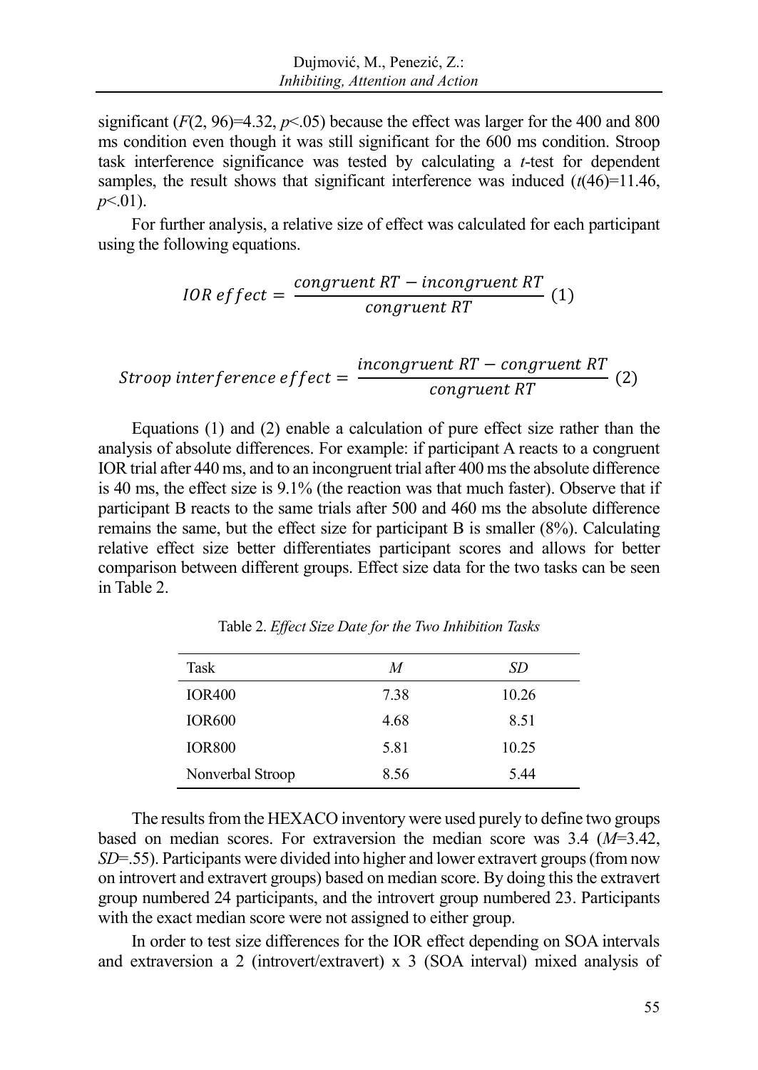significant ($F(2, 96)=4.32$, $p<.05$) because the effect was larger for the 400 and 800 ms condition even though it was still significant for the 600 ms condition. Stroop task interference significance was tested by calculating a *t*-test for dependent samples, the result shows that significant interference was induced ($t(46)=11.46$, $p<.01$).

For further analysis, a relative size of effect was calculated for each participant using the following equations.

$$IOR\ effect = \frac{congruent\ RT - incongruent\ RT}{congruent\ RT} \quad (1)$$

$$Stroop\ interference\ effect = \frac{incongruent\ RT - congruent\ RT}{congruent\ RT} \quad (2)$$

Equations (1) and (2) enable a calculation of pure effect size rather than the analysis of absolute differences. For example: if participant A reacts to a congruent IOR trial after 440 ms, and to an incongruent trial after 400 ms the absolute difference is 40 ms, the effect size is 9.1% (the reaction was that much faster). Observe that if participant B reacts to the same trials after 500 and 460 ms the absolute difference remains the same, but the effect size for participant B is smaller (8%). Calculating relative effect size better differentiates participant scores and allows for better comparison between different groups. Effect size data for the two tasks can be seen in Table 2.

Table 2. *Effect Size Date for the Two Inhibition Tasks*

| Task | *M* | *SD* |
|---|---|---|
| IOR400 | 7.38 | 10.26 |
| IOR600 | 4.68 | 8.51 |
| IOR800 | 5.81 | 10.25 |
| Nonverbal Stroop | 8.56 | 5.44 |

The results from the HEXACO inventory were used purely to define two groups based on median scores. For extraversion the median score was 3.4 ($M=3.42$, $SD=.55$). Participants were divided into higher and lower extravert groups (from now on introvert and extravert groups) based on median score. By doing this the extravert group numbered 24 participants, and the introvert group numbered 23. Participants with the exact median score were not assigned to either group.

In order to test size differences for the IOR effect depending on SOA intervals and extraversion a 2 (introvert/extravert) x 3 (SOA interval) mixed analysis of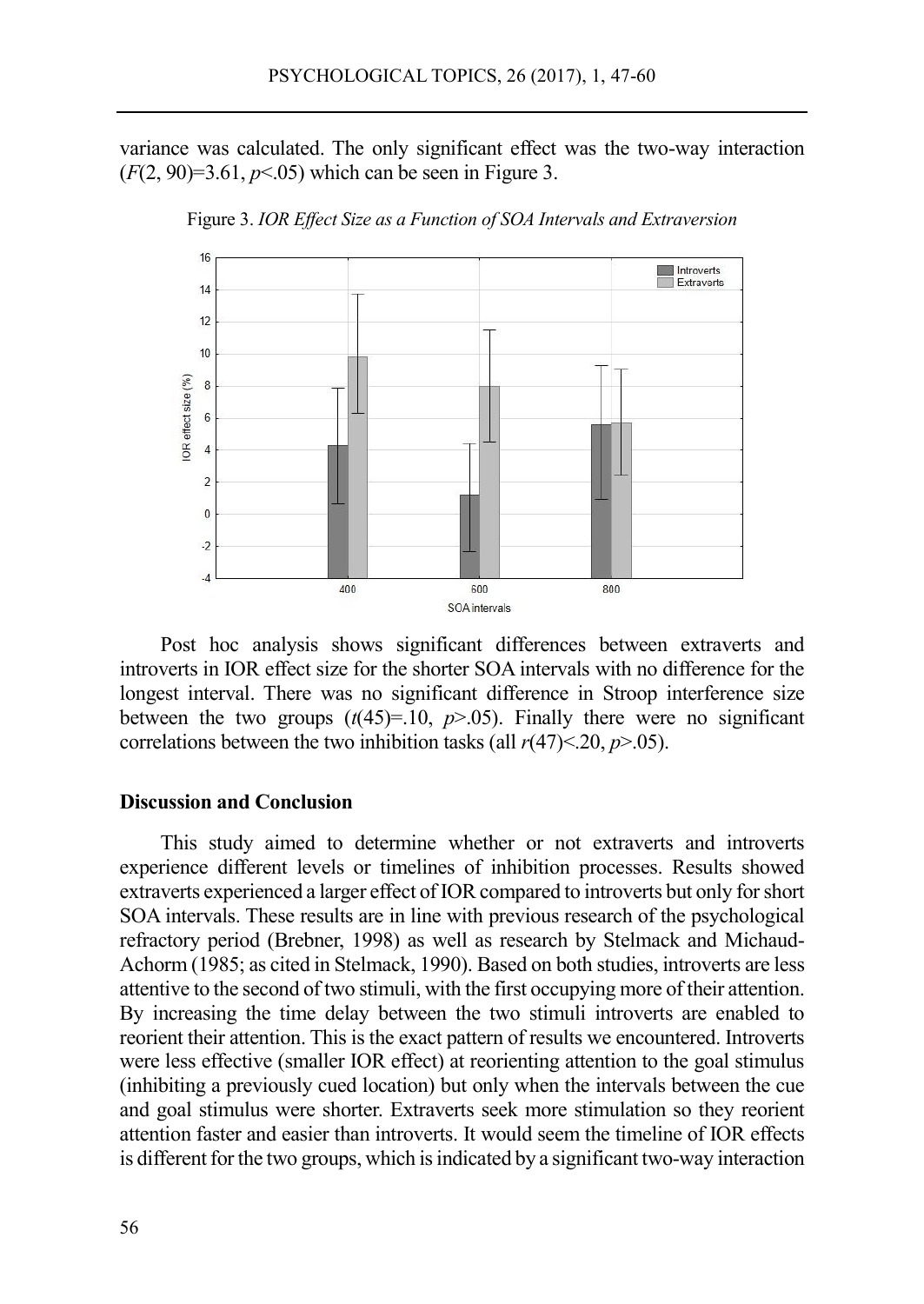variance was calculated. The only significant effect was the two-way interaction ($F(2, 90)=3.61$, $p<.05$) which can be seen in Figure 3.

Figure 3. *IOR Effect Size as a Function of SOA Intervals and Extraversion*

Post hoc analysis shows significant differences between extraverts and introverts in IOR effect size for the shorter SOA intervals with no difference for the longest interval. There was no significant difference in Stroop interference size between the two groups ($t(45)=.10$, $p>.05$). Finally there were no significant correlations between the two inhibition tasks (all $r(47)<.20$, $p>.05$).

## Discussion and Conclusion

This study aimed to determine whether or not extraverts and introverts experience different levels or timelines of inhibition processes. Results showed extraverts experienced a larger effect of IOR compared to introverts but only for short SOA intervals. These results are in line with previous research of the psychological refractory period (Brebner, 1998) as well as research by Stelmack and Michaud-Achorm (1985; as cited in Stelmack, 1990). Based on both studies, introverts are less attentive to the second of two stimuli, with the first occupying more of their attention. By increasing the time delay between the two stimuli introverts are enabled to reorient their attention. This is the exact pattern of results we encountered. Introverts were less effective (smaller IOR effect) at reorienting attention to the goal stimulus (inhibiting a previously cued location) but only when the intervals between the cue and goal stimulus were shorter. Extraverts seek more stimulation so they reorient attention faster and easier than introverts. It would seem the timeline of IOR effects is different for the two groups, which is indicated by a significant two-way interaction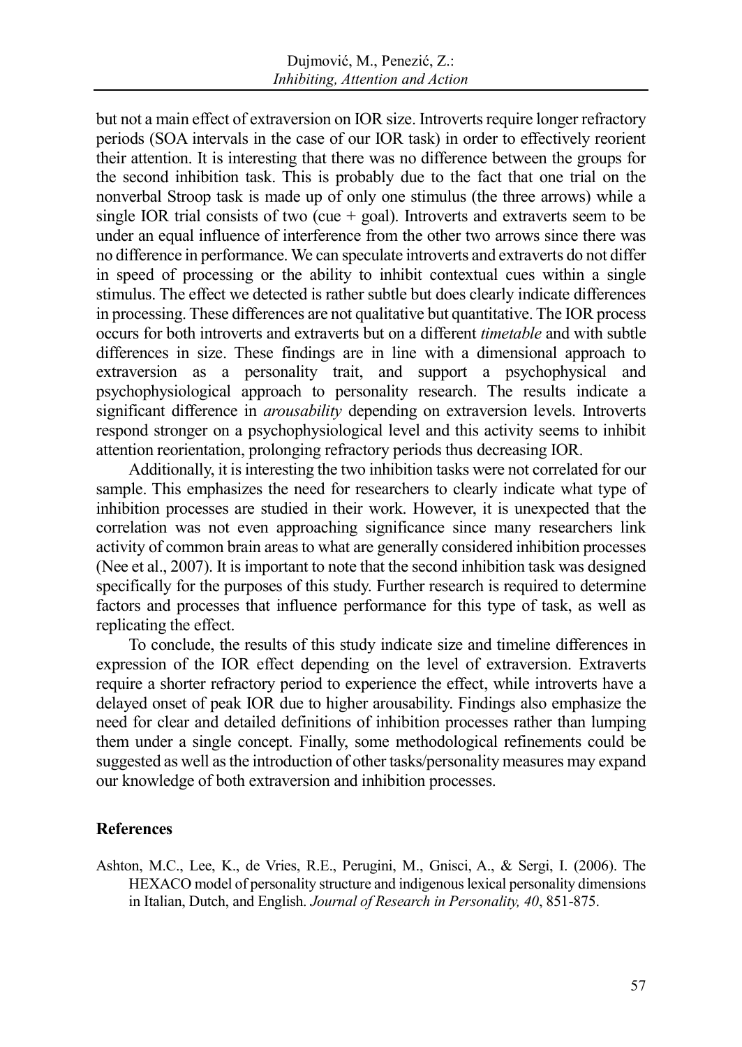but not a main effect of extraversion on IOR size. Introverts require longer refractory periods (SOA intervals in the case of our IOR task) in order to effectively reorient their attention. It is interesting that there was no difference between the groups for the second inhibition task. This is probably due to the fact that one trial on the nonverbal Stroop task is made up of only one stimulus (the three arrows) while a single IOR trial consists of two (cue + goal). Introverts and extraverts seem to be under an equal influence of interference from the other two arrows since there was no difference in performance. We can speculate introverts and extraverts do not differ in speed of processing or the ability to inhibit contextual cues within a single stimulus. The effect we detected is rather subtle but does clearly indicate differences in processing. These differences are not qualitative but quantitative. The IOR process occurs for both introverts and extraverts but on a different *timetable* and with subtle differences in size. These findings are in line with a dimensional approach to extraversion as a personality trait, and support a psychophysical and psychophysiological approach to personality research. The results indicate a significant difference in *arousability* depending on extraversion levels. Introverts respond stronger on a psychophysiological level and this activity seems to inhibit attention reorientation, prolonging refractory periods thus decreasing IOR.

Additionally, it is interesting the two inhibition tasks were not correlated for our sample. This emphasizes the need for researchers to clearly indicate what type of inhibition processes are studied in their work. However, it is unexpected that the correlation was not even approaching significance since many researchers link activity of common brain areas to what are generally considered inhibition processes (Nee et al., 2007). It is important to note that the second inhibition task was designed specifically for the purposes of this study. Further research is required to determine factors and processes that influence performance for this type of task, as well as replicating the effect.

To conclude, the results of this study indicate size and timeline differences in expression of the IOR effect depending on the level of extraversion. Extraverts require a shorter refractory period to experience the effect, while introverts have a delayed onset of peak IOR due to higher arousability. Findings also emphasize the need for clear and detailed definitions of inhibition processes rather than lumping them under a single concept. Finally, some methodological refinements could be suggested as well as the introduction of other tasks/personality measures may expand our knowledge of both extraversion and inhibition processes.

## References

Ashton, M.C., Lee, K., de Vries, R.E., Perugini, M., Gnisci, A., & Sergi, I. (2006). The HEXACO model of personality structure and indigenous lexical personality dimensions in Italian, Dutch, and English. *Journal of Research in Personality, 40*, 851-875.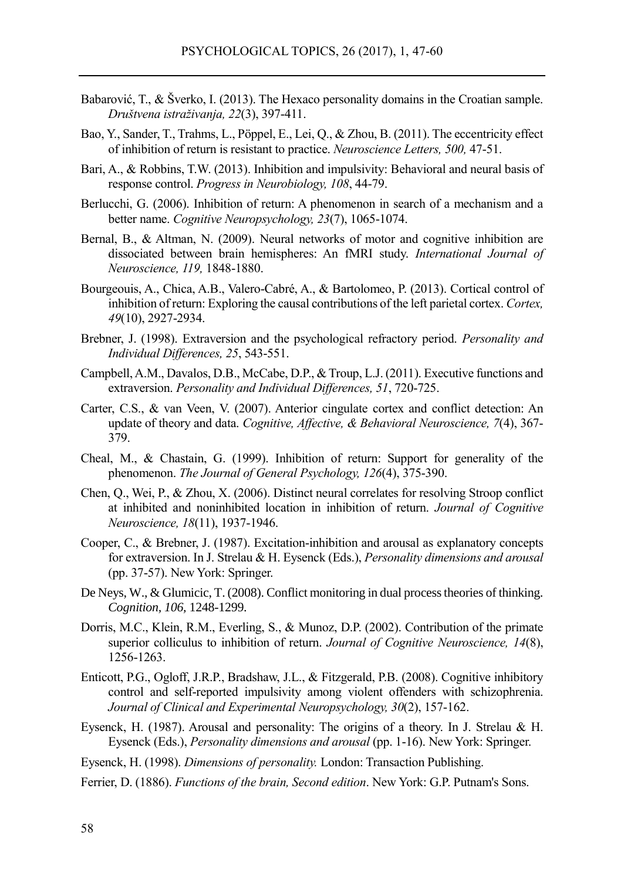Babarović, T., & Šverko, I. (2013). The Hexaco personality domains in the Croatian sample. *Društvena istraživanja, 22*(3), 397-411.

Bao, Y., Sander, T., Trahms, L., Pöppel, E., Lei, Q., & Zhou, B. (2011). The eccentricity effect of inhibition of return is resistant to practice. *Neuroscience Letters, 500,* 47-51.

Bari, A., & Robbins, T.W. (2013). Inhibition and impulsivity: Behavioral and neural basis of response control. *Progress in Neurobiology, 108*, 44-79.

Berlucchi, G. (2006). Inhibition of return: A phenomenon in search of a mechanism and a better name. *Cognitive Neuropsychology, 23*(7), 1065-1074.

Bernal, B., & Altman, N. (2009). Neural networks of motor and cognitive inhibition are dissociated between brain hemispheres: An fMRI study. *International Journal of Neuroscience, 119,* 1848-1880.

Bourgeouis, A., Chica, A.B., Valero-Cabré, A., & Bartolomeo, P. (2013). Cortical control of inhibition of return: Exploring the causal contributions of the left parietal cortex. *Cortex, 49*(10), 2927-2934.

Brebner, J. (1998). Extraversion and the psychological refractory period. *Personality and Individual Differences, 25*, 543-551.

Campbell, A.M., Davalos, D.B., McCabe, D.P., & Troup, L.J. (2011). Executive functions and extraversion. *Personality and Individual Differences, 51*, 720-725.

Carter, C.S., & van Veen, V. (2007). Anterior cingulate cortex and conflict detection: An update of theory and data. *Cognitive, Affective, & Behavioral Neuroscience, 7*(4), 367-379.

Cheal, M., & Chastain, G. (1999). Inhibition of return: Support for generality of the phenomenon. *The Journal of General Psychology, 126*(4), 375-390.

Chen, Q., Wei, P., & Zhou, X. (2006). Distinct neural correlates for resolving Stroop conflict at inhibited and noninhibited location in inhibition of return. *Journal of Cognitive Neuroscience, 18*(11), 1937-1946.

Cooper, C., & Brebner, J. (1987). Excitation-inhibition and arousal as explanatory concepts for extraversion. In J. Strelau & H. Eysenck (Eds.), *Personality dimensions and arousal* (pp. 37-57). New York: Springer.

De Neys, W., & Glumicic, T. (2008). Conflict monitoring in dual process theories of thinking. *Cognition, 106,* 1248-1299.

Dorris, M.C., Klein, R.M., Everling, S., & Munoz, D.P. (2002). Contribution of the primate superior colliculus to inhibition of return. *Journal of Cognitive Neuroscience, 14*(8), 1256-1263.

Enticott, P.G., Ogloff, J.R.P., Bradshaw, J.L., & Fitzgerald, P.B. (2008). Cognitive inhibitory control and self-reported impulsivity among violent offenders with schizophrenia. *Journal of Clinical and Experimental Neuropsychology, 30*(2), 157-162.

Eysenck, H. (1987). Arousal and personality: The origins of a theory. In J. Strelau & H. Eysenck (Eds.), *Personality dimensions and arousal* (pp. 1-16). New York: Springer.

Eysenck, H. (1998). *Dimensions of personality.* London: Transaction Publishing.

Ferrier, D. (1886). *Functions of the brain, Second edition*. New York: G.P. Putnam's Sons.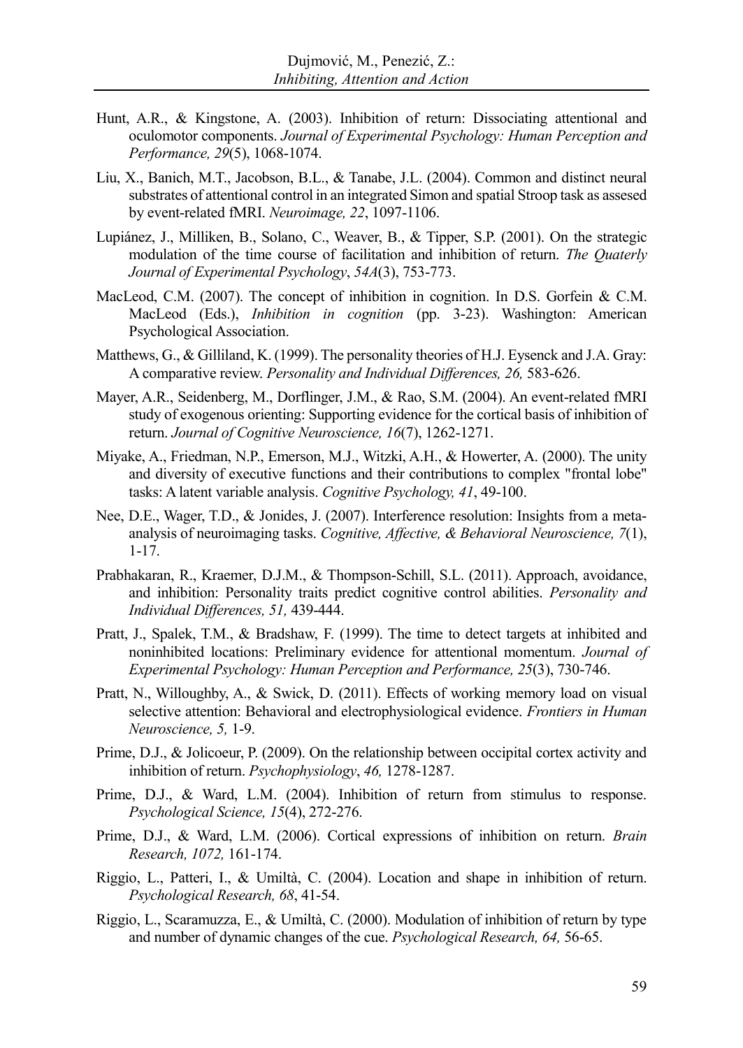Hunt, A.R., & Kingstone, A. (2003). Inhibition of return: Dissociating attentional and oculomotor components. *Journal of Experimental Psychology: Human Perception and Performance, 29*(5), 1068-1074.

Liu, X., Banich, M.T., Jacobson, B.L., & Tanabe, J.L. (2004). Common and distinct neural substrates of attentional control in an integrated Simon and spatial Stroop task as assesed by event-related fMRI. *Neuroimage, 22*, 1097-1106.

Lupiánez, J., Milliken, B., Solano, C., Weaver, B., & Tipper, S.P. (2001). On the strategic modulation of the time course of facilitation and inhibition of return. *The Quaterly Journal of Experimental Psychology*, *54A*(3), 753-773.

MacLeod, C.M. (2007). The concept of inhibition in cognition. In D.S. Gorfein & C.M. MacLeod (Eds.), *Inhibition in cognition* (pp. 3-23). Washington: American Psychological Association.

Matthews, G., & Gilliland, K. (1999). The personality theories of H.J. Eysenck and J.A. Gray: A comparative review. *Personality and Individual Differences, 26,* 583-626.

Mayer, A.R., Seidenberg, M., Dorflinger, J.M., & Rao, S.M. (2004). An event-related fMRI study of exogenous orienting: Supporting evidence for the cortical basis of inhibition of return. *Journal of Cognitive Neuroscience, 16*(7), 1262-1271.

Miyake, A., Friedman, N.P., Emerson, M.J., Witzki, A.H., & Howerter, A. (2000). The unity and diversity of executive functions and their contributions to complex "frontal lobe" tasks: A latent variable analysis. *Cognitive Psychology, 41*, 49-100.

Nee, D.E., Wager, T.D., & Jonides, J. (2007). Interference resolution: Insights from a meta-analysis of neuroimaging tasks. *Cognitive, Affective, & Behavioral Neuroscience, 7*(1), 1-17.

Prabhakaran, R., Kraemer, D.J.M., & Thompson-Schill, S.L. (2011). Approach, avoidance, and inhibition: Personality traits predict cognitive control abilities. *Personality and Individual Differences, 51,* 439-444.

Pratt, J., Spalek, T.M., & Bradshaw, F. (1999). The time to detect targets at inhibited and noninhibited locations: Preliminary evidence for attentional momentum. *Journal of Experimental Psychology: Human Perception and Performance, 25*(3), 730-746.

Pratt, N., Willoughby, A., & Swick, D. (2011). Effects of working memory load on visual selective attention: Behavioral and electrophysiological evidence. *Frontiers in Human Neuroscience, 5,* 1-9.

Prime, D.J., & Jolicoeur, P. (2009). On the relationship between occipital cortex activity and inhibition of return. *Psychophysiology*, *46,* 1278-1287.

Prime, D.J., & Ward, L.M. (2004). Inhibition of return from stimulus to response. *Psychological Science, 15*(4), 272-276.

Prime, D.J., & Ward, L.M. (2006). Cortical expressions of inhibition on return. *Brain Research, 1072,* 161-174.

Riggio, L., Patteri, I., & Umiltà, C. (2004). Location and shape in inhibition of return. *Psychological Research, 68*, 41-54.

Riggio, L., Scaramuzza, E., & Umiltà, C. (2000). Modulation of inhibition of return by type and number of dynamic changes of the cue. *Psychological Research, 64,* 56-65.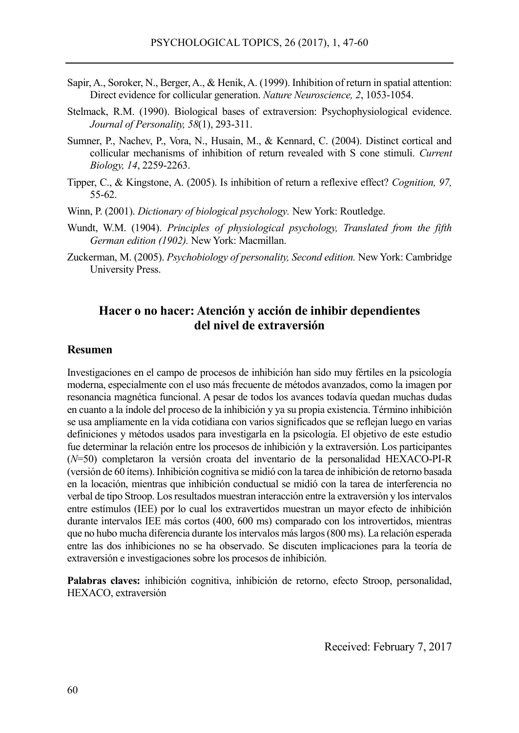Sapir, A., Soroker, N., Berger, A., & Henik, A. (1999). Inhibition of return in spatial attention: Direct evidence for collicular generation. *Nature Neuroscience, 2*, 1053-1054.

Stelmack, R.M. (1990). Biological bases of extraversion: Psychophysiological evidence. *Journal of Personality, 58*(1), 293-311.

Sumner, P., Nachev, P., Vora, N., Husain, M., & Kennard, C. (2004). Distinct cortical and collicular mechanisms of inhibition of return revealed with S cone stimuli. *Current Biology, 14*, 2259-2263.

Tipper, C., & Kingstone, A. (2005). Is inhibition of return a reflexive effect? *Cognition, 97,* 55-62.

Winn, P. (2001). *Dictionary of biological psychology.* New York: Routledge.

Wundt, W.M. (1904). *Principles of physiological psychology, Translated from the fifth German edition (1902).* New York: Macmillan.

Zuckerman, M. (2005). *Psychobiology of personality, Second edition.* New York: Cambridge University Press.

## Hacer o no hacer: Atención y acción de inhibir dependientes del nivel de extraversión

### Resumen

Investigaciones en el campo de procesos de inhibición han sido muy fértiles en la psicología moderna, especialmente con el uso más frecuente de métodos avanzados, como la imagen por resonancia magnética funcional. A pesar de todos los avances todavía quedan muchas dudas en cuanto a la índole del proceso de la inhibición y ya su propia existencia. Término inhibición se usa ampliamente en la vida cotidiana con varios significados que se reflejan luego en varias definiciones y métodos usados para investigarla en la psicología. El objetivo de este estudio fue determinar la relación entre los procesos de inhibición y la extraversión. Los participantes (*N*=50) completaron la versión croata del inventario de la personalidad HEXACO-PI-R (versión de 60 ítems). Inhibición cognitiva se midió con la tarea de inhibición de retorno basada en la locación, mientras que inhibición conductual se midió con la tarea de interferencia no verbal de tipo Stroop. Los resultados muestran interacción entre la extraversión y los intervalos entre estímulos (IEE) por lo cual los extravertidos muestran un mayor efecto de inhibición durante intervalos IEE más cortos (400, 600 ms) comparado con los introvertidos, mientras que no hubo mucha diferencia durante los intervalos más largos (800 ms). La relación esperada entre las dos inhibiciones no se ha observado. Se discuten implicaciones para la teoría de extraversión e investigaciones sobre los procesos de inhibición.

**Palabras claves:** inhibición cognitiva, inhibición de retorno, efecto Stroop, personalidad, HEXACO, extraversión

Received: February 7, 2017